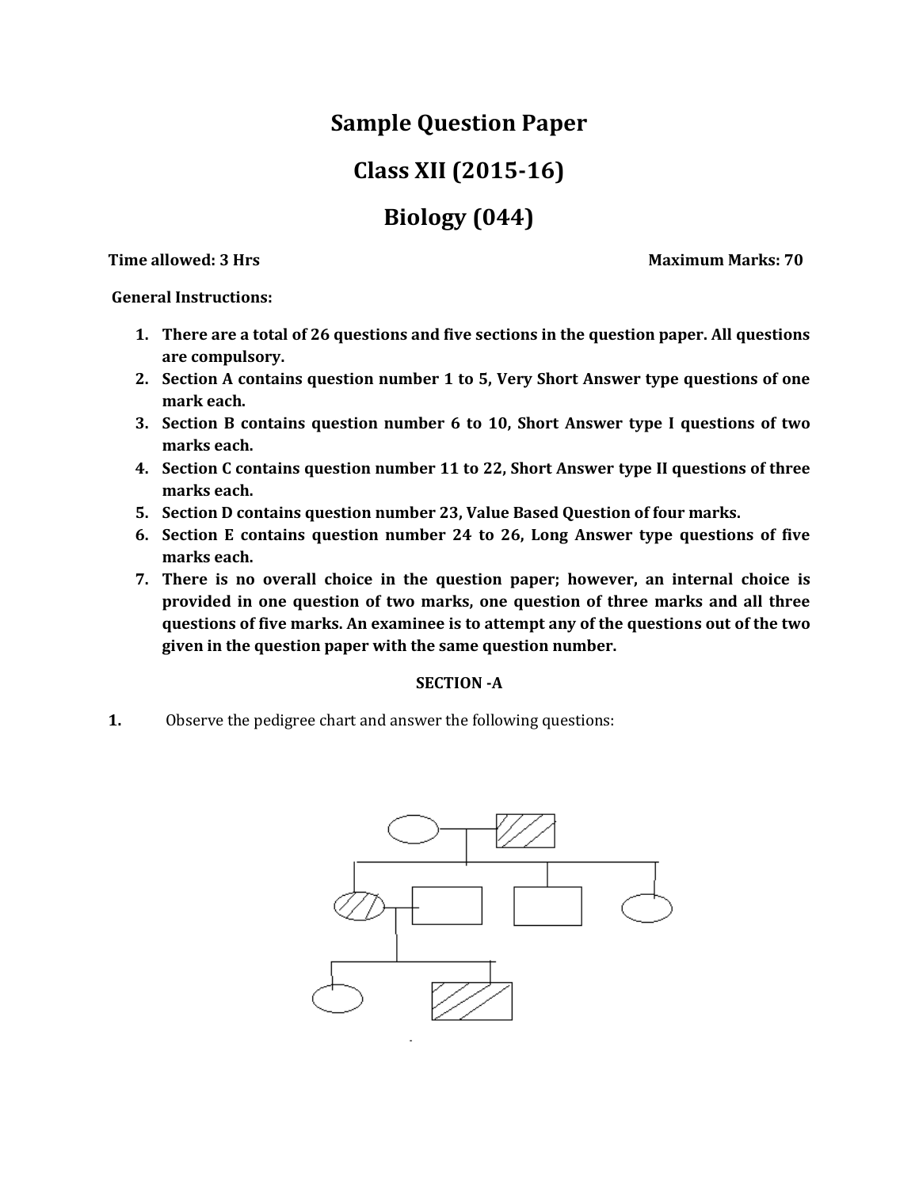# Sample Question Paper

# Class XII (2015-16)

# Biology (044)

**Time allowed: 3 Hrs** **Maximum Marks: 70**

**General Instructions:**

1. **There are a total of 26 questions and five sections in the question paper. All questions are compulsory.**
2. **Section A contains question number 1 to 5, Very Short Answer type questions of one mark each.**
3. **Section B contains question number 6 to 10, Short Answer type I questions of two marks each.**
4. **Section C contains question number 11 to 22, Short Answer type II questions of three marks each.**
5. **Section D contains question number 23, Value Based Question of four marks.**
6. **Section E contains question number 24 to 26, Long Answer type questions of five marks each.**
7. **There is no overall choice in the question paper; however, an internal choice is provided in one question of two marks, one question of three marks and all three questions of five marks. An examinee is to attempt any of the questions out of the two given in the question paper with the same question number.**

**SECTION -A**

**1.** Observe the pedigree chart and answer the following questions: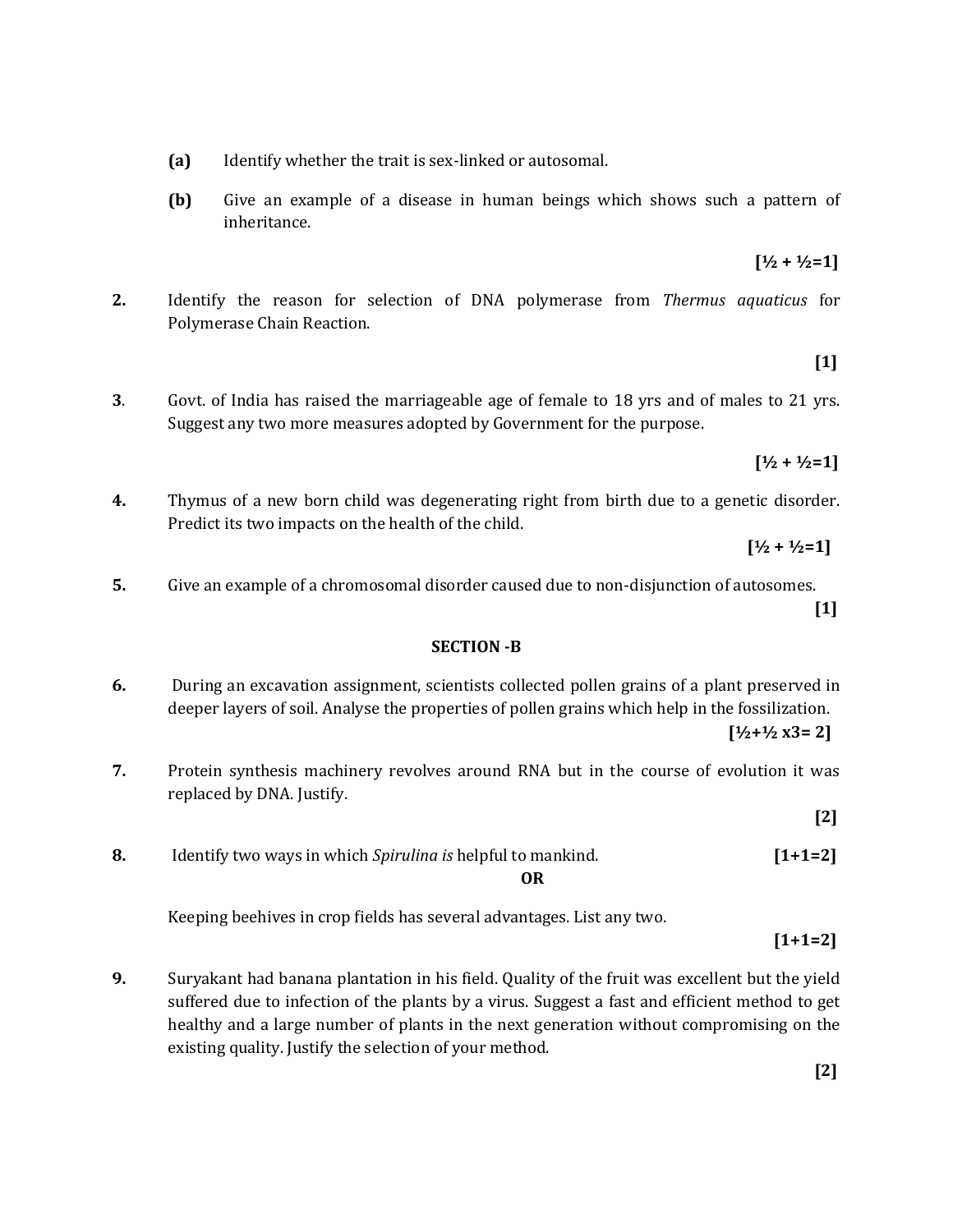**(a)** Identify whether the trait is sex-linked or autosomal.

**(b)** Give an example of a disease in human beings which shows such a pattern of inheritance.

**[½ + ½=1]**

**2.** Identify the reason for selection of DNA polymerase from *Thermus aquaticus* for Polymerase Chain Reaction.

**[1]**

**3**. Govt. of India has raised the marriageable age of female to 18 yrs and of males to 21 yrs. Suggest any two more measures adopted by Government for the purpose.

**[½ + ½=1]**

**4.** Thymus of a new born child was degenerating right from birth due to a genetic disorder. Predict its two impacts on the health of the child.

**[½ + ½=1]**

**5.** Give an example of a chromosomal disorder caused due to non-disjunction of autosomes.

**[1]**

## SECTION -B

**6.** During an excavation assignment, scientists collected pollen grains of a plant preserved in deeper layers of soil. Analyse the properties of pollen grains which help in the fossilization.

**[½+½ x3= 2]**

**7.** Protein synthesis machinery revolves around RNA but in the course of evolution it was replaced by DNA. Justify.

**[2]**

**8.** Identify two ways in which *Spirulina is* helpful to mankind. **[1+1=2]**

**OR**

Keeping beehives in crop fields has several advantages. List any two.

**[1+1=2]**

**9.** Suryakant had banana plantation in his field. Quality of the fruit was excellent but the yield suffered due to infection of the plants by a virus. Suggest a fast and efficient method to get healthy and a large number of plants in the next generation without compromising on the existing quality. Justify the selection of your method.

**[2]**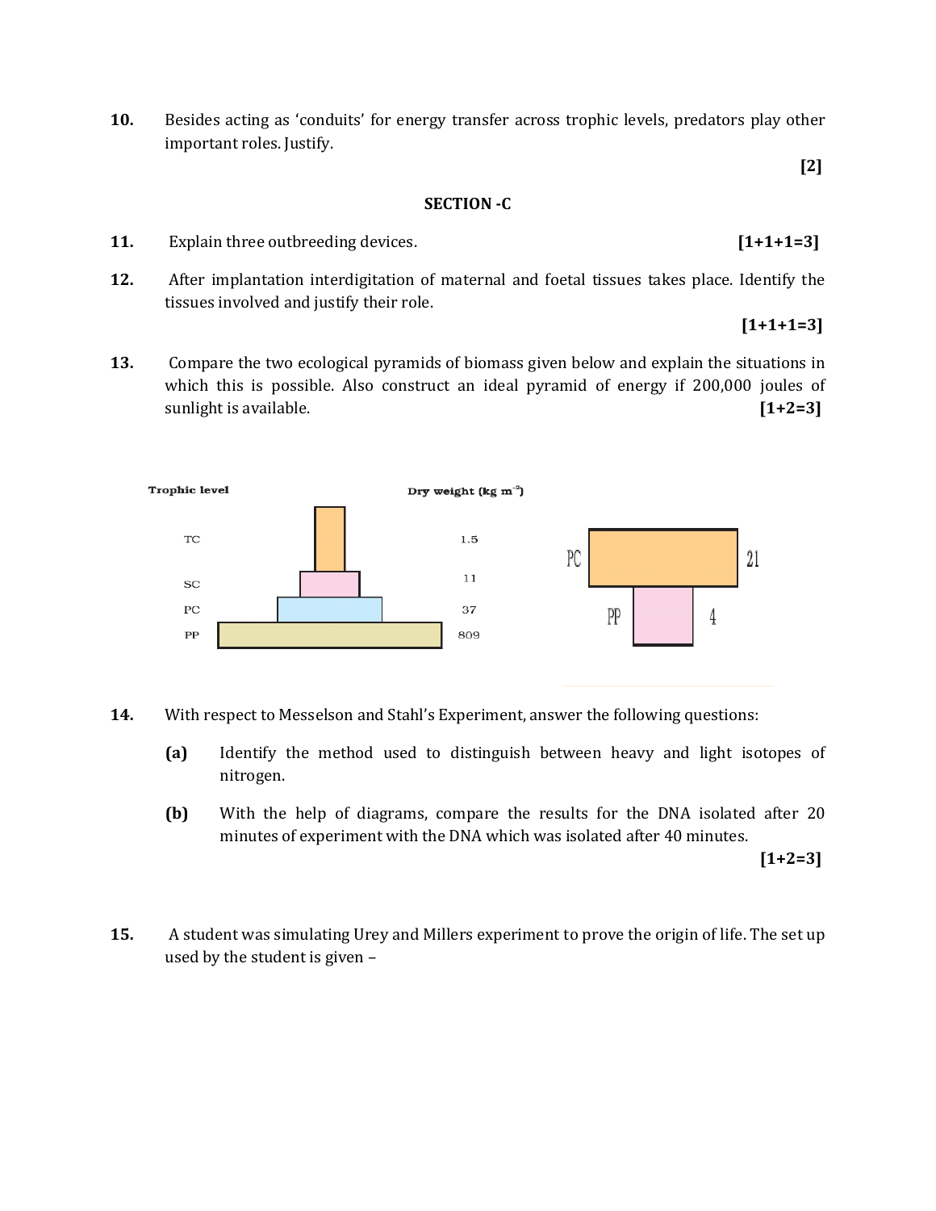10. Besides acting as 'conduits' for energy transfer across trophic levels, predators play other important roles. Justify.

**[2]**

**SECTION -C**

11. Explain three outbreeding devices. **[1+1+1=3]**

12. After implantation interdigitation of maternal and foetal tissues takes place. Identify the tissues involved and justify their role.

**[1+1+1=3]**

13. Compare the two ecological pyramids of biomass given below and explain the situations in which this is possible. Also construct an ideal pyramid of energy if 200,000 joules of sunlight is available. **[1+2=3]**

| Trophic level | Dry weight ($kg\ m^{-2}$) |
|---|---|
| TC | 1.5 |
| SC | 11 |
| PC | 37 |
| PP | 809 |

| Trophic level | Dry weight |
|---|---|
| PC | 21 |
| PP | 4 |

14. With respect to Messelson and Stahl's Experiment, answer the following questions:

    **(a)** Identify the method used to distinguish between heavy and light isotopes of nitrogen.

    **(b)** With the help of diagrams, compare the results for the DNA isolated after 20 minutes of experiment with the DNA which was isolated after 40 minutes.

**[1+2=3]**

15. A student was simulating Urey and Millers experiment to prove the origin of life. The set up used by the student is given –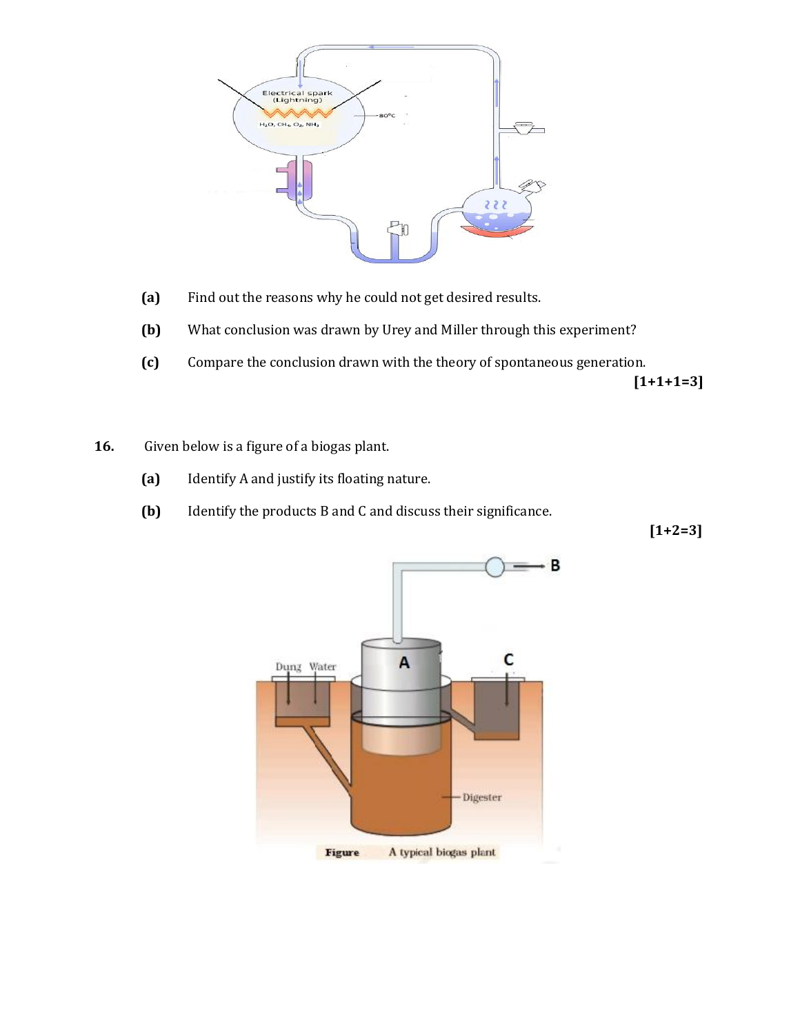**(a)** Find out the reasons why he could not get desired results.

**(b)** What conclusion was drawn by Urey and Miller through this experiment?

**(c)** Compare the conclusion drawn with the theory of spontaneous generation.

**[1+1+1=3]**

**16.** Given below is a figure of a biogas plant.

**(a)** Identify A and justify its floating nature.

**(b)** Identify the products B and C and discuss their significance.

**[1+2=3]**

Figure A typical biogas plant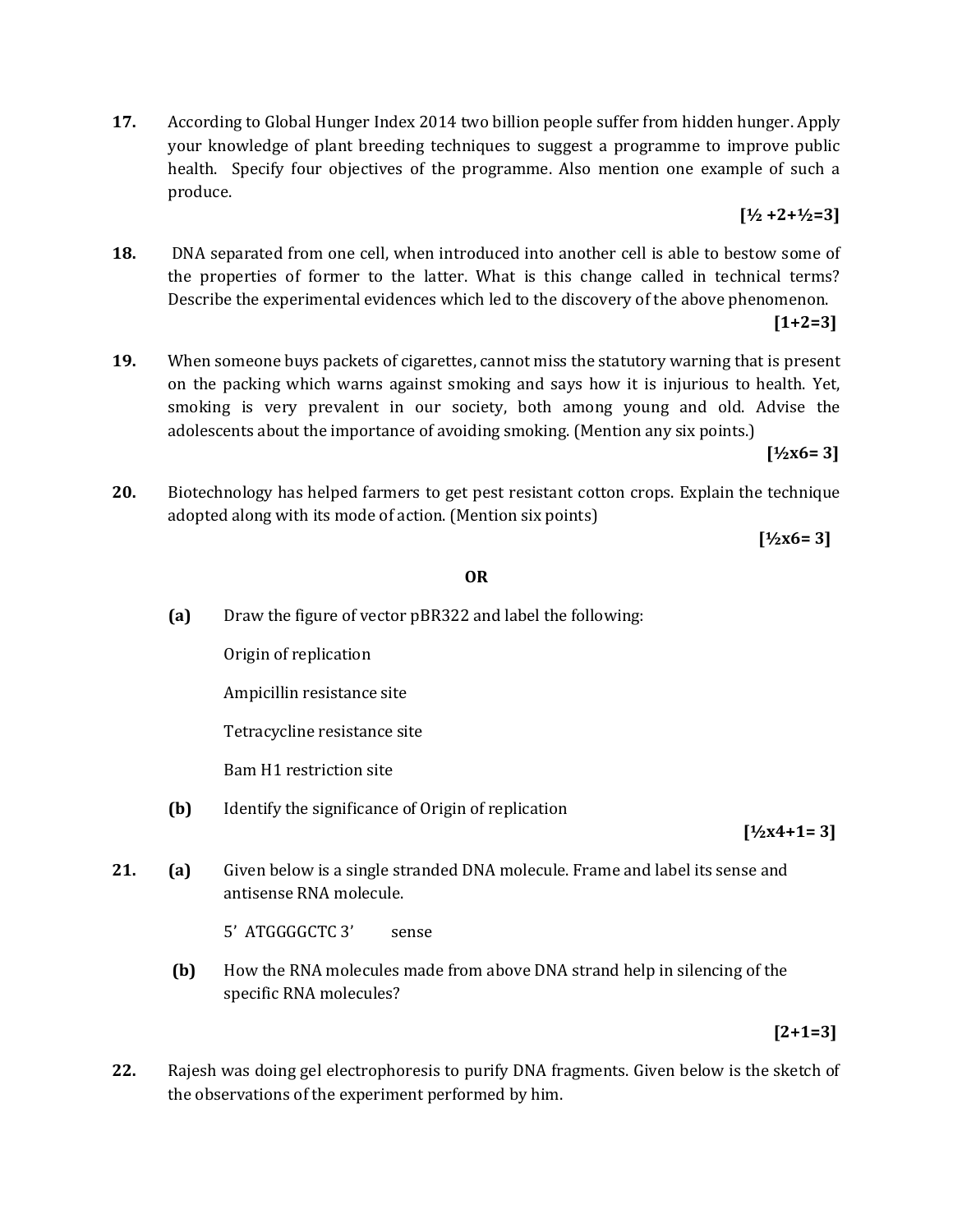**17.** According to Global Hunger Index 2014 two billion people suffer from hidden hunger. Apply your knowledge of plant breeding techniques to suggest a programme to improve public health. Specify four objectives of the programme. Also mention one example of such a produce.

**[½ +2+½=3]**

**18.** DNA separated from one cell, when introduced into another cell is able to bestow some of the properties of former to the latter. What is this change called in technical terms? Describe the experimental evidences which led to the discovery of the above phenomenon.

**[1+2=3]**

**19.** When someone buys packets of cigarettes, cannot miss the statutory warning that is present on the packing which warns against smoking and says how it is injurious to health. Yet, smoking is very prevalent in our society, both among young and old. Advise the adolescents about the importance of avoiding smoking. (Mention any six points.)

**[½x6= 3]**

**20.** Biotechnology has helped farmers to get pest resistant cotton crops. Explain the technique adopted along with its mode of action. (Mention six points)

**[½x6= 3]**

**OR**

**(a)** Draw the figure of vector pBR322 and label the following:

Origin of replication

Ampicillin resistance site

Tetracycline resistance site

Bam H1 restriction site

**(b)** Identify the significance of Origin of replication

**[½x4+1= 3]**

**21.** **(a)** Given below is a single stranded DNA molecule. Frame and label its sense and antisense RNA molecule.

5' ATGGGGCTC 3' sense

**(b)** How the RNA molecules made from above DNA strand help in silencing of the specific RNA molecules?

**[2+1=3]**

**22.** Rajesh was doing gel electrophoresis to purify DNA fragments. Given below is the sketch of the observations of the experiment performed by him.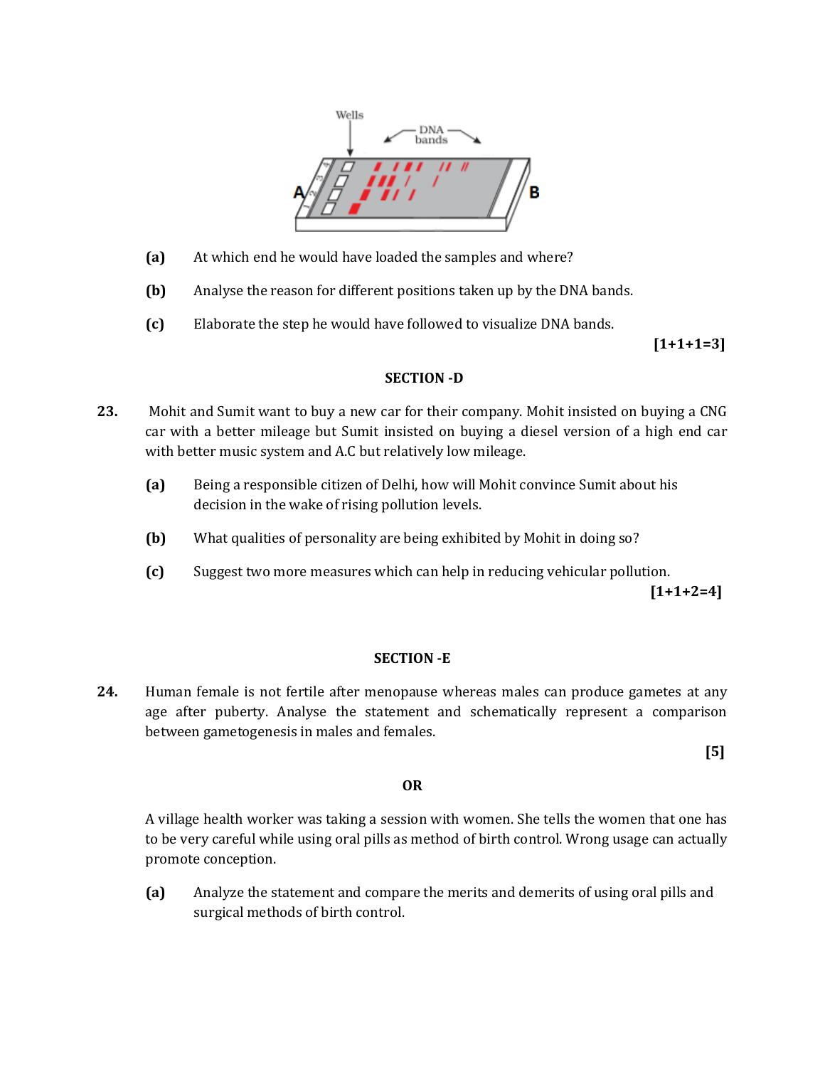(a) At which end he would have loaded the samples and where?

(b) Analyse the reason for different positions taken up by the DNA bands.

(c) Elaborate the step he would have followed to visualize DNA bands.

**[1+1+1=3]**

## SECTION -D

**23.** Mohit and Sumit want to buy a new car for their company. Mohit insisted on buying a CNG car with a better mileage but Sumit insisted on buying a diesel version of a high end car with better music system and A.C but relatively low mileage.

(a) Being a responsible citizen of Delhi, how will Mohit convince Sumit about his decision in the wake of rising pollution levels.

(b) What qualities of personality are being exhibited by Mohit in doing so?

(c) Suggest two more measures which can help in reducing vehicular pollution.

**[1+1+2=4]**

## SECTION -E

**24.** Human female is not fertile after menopause whereas males can produce gametes at any age after puberty. Analyse the statement and schematically represent a comparison between gametogenesis in males and females.

**[5]**

**OR**

A village health worker was taking a session with women. She tells the women that one has to be very careful while using oral pills as method of birth control. Wrong usage can actually promote conception.

(a) Analyze the statement and compare the merits and demerits of using oral pills and surgical methods of birth control.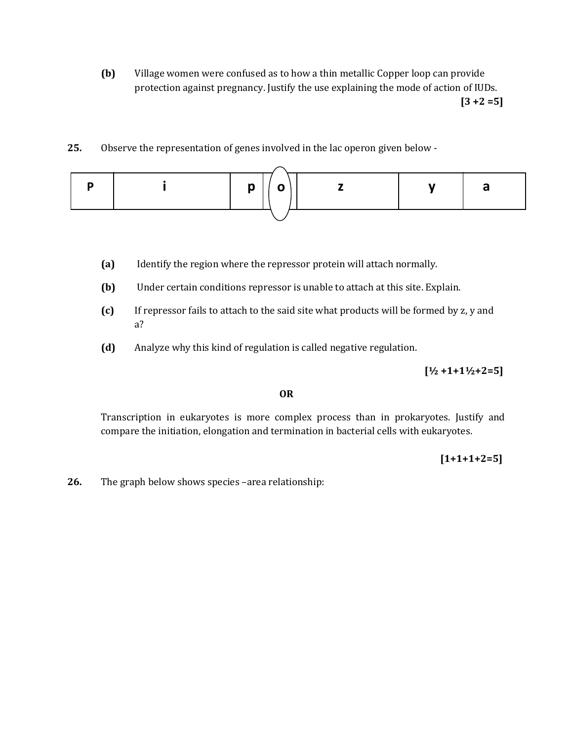**(b)** Village women were confused as to how a thin metallic Copper loop can provide protection against pregnancy. Justify the use explaining the mode of action of IUDs.

**[3 +2 =5]**

**25.** Observe the representation of genes involved in the lac operon given below -

| P | i | p | o | z | y | a |
|---|---|---|---|---|---|---|

**(a)** Identify the region where the repressor protein will attach normally.

**(b)** Under certain conditions repressor is unable to attach at this site. Explain.

**(c)** If repressor fails to attach to the said site what products will be formed by z, y and a?

**(d)** Analyze why this kind of regulation is called negative regulation.

**[½ +1+1½+2=5]**

**OR**

Transcription in eukaryotes is more complex process than in prokaryotes. Justify and compare the initiation, elongation and termination in bacterial cells with eukaryotes.

**[1+1+1+2=5]**

**26.** The graph below shows species –area relationship: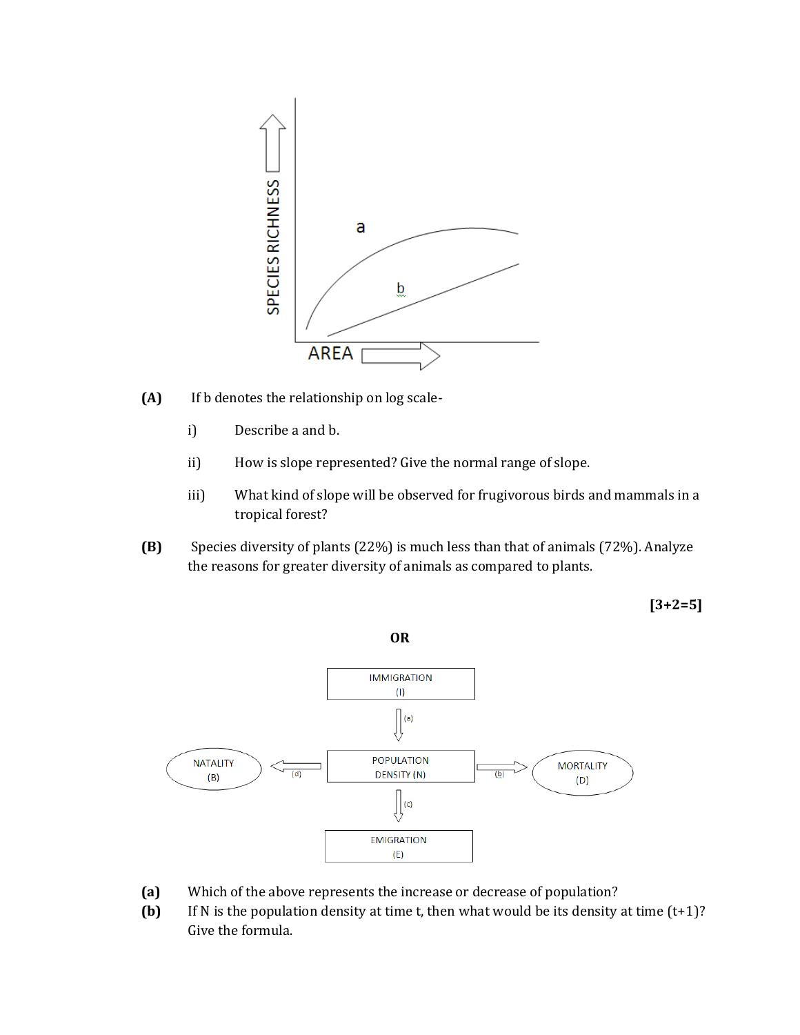**(A)** If b denotes the relationship on log scale-

i) Describe a and b.

ii) How is slope represented? Give the normal range of slope.

iii) What kind of slope will be observed for frugivorous birds and mammals in a tropical forest?

**(B)** Species diversity of plants (22%) is much less than that of animals (72%). Analyze the reasons for greater diversity of animals as compared to plants.

**[3+2=5]**

**OR**

**(a)** Which of the above represents the increase or decrease of population?

**(b)** If N is the population density at time t, then what would be its density at time (t+1)? Give the formula.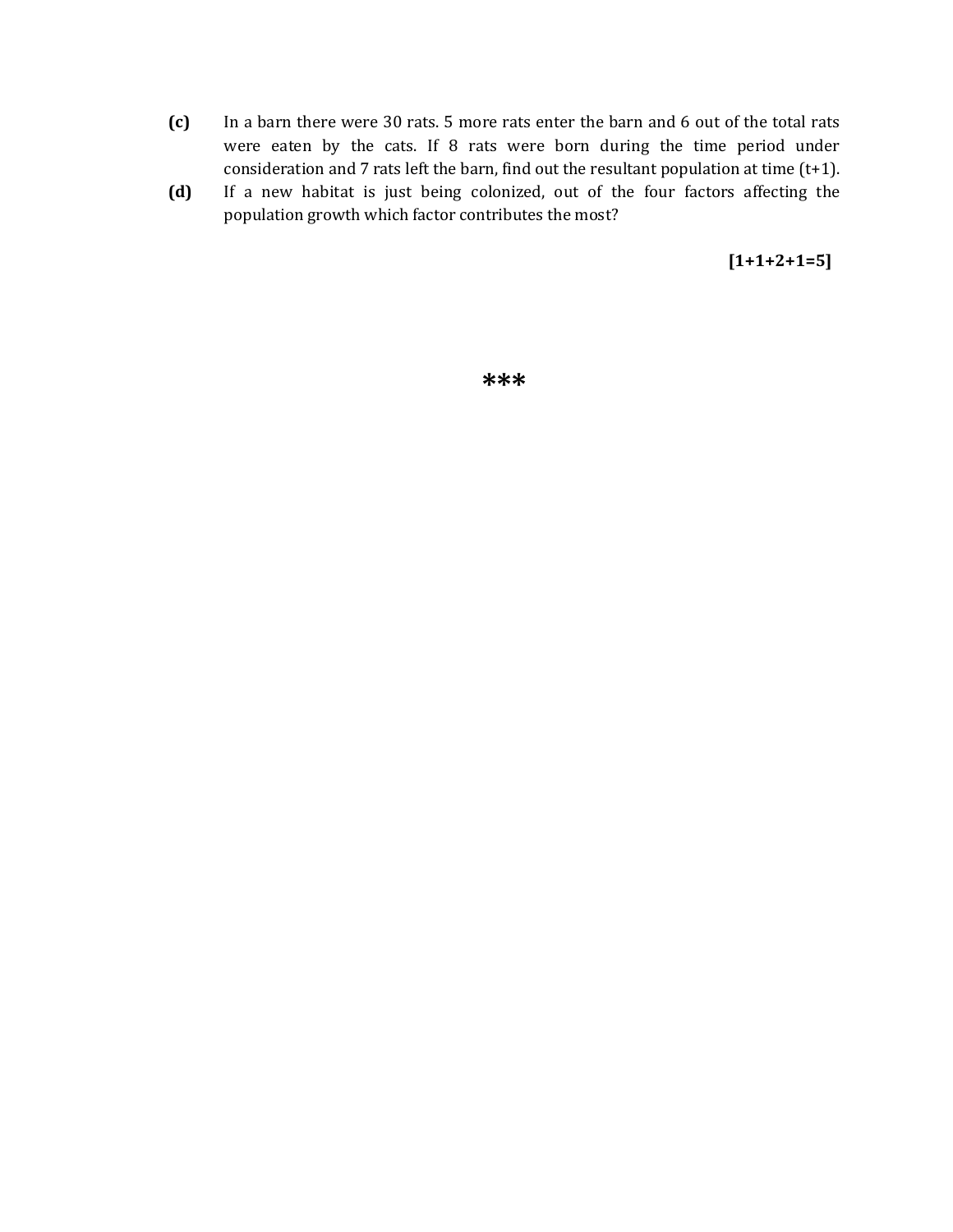**(c)** In a barn there were 30 rats. 5 more rats enter the barn and 6 out of the total rats were eaten by the cats. If 8 rats were born during the time period under consideration and 7 rats left the barn, find out the resultant population at time (t+1).

**(d)** If a new habitat is just being colonized, out of the four factors affecting the population growth which factor contributes the most?

**[1+1+2+1=5]**

***